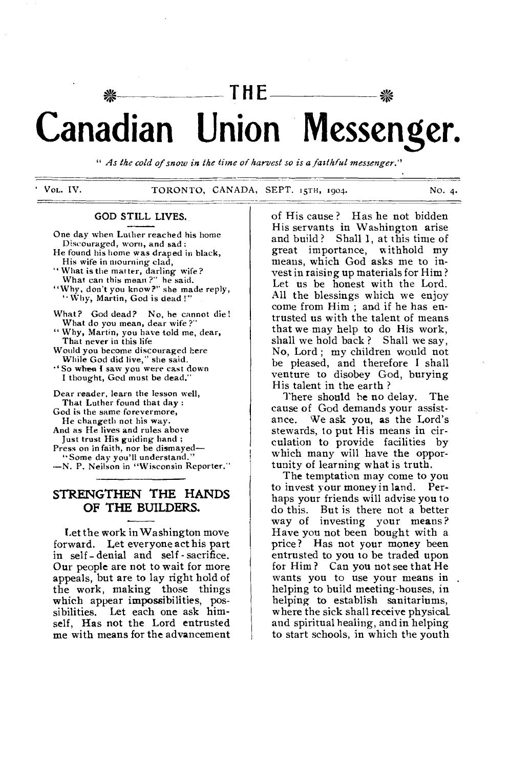# THE Canadian Union Messenger.

*"As the cold of snow in the time of harvest so is a faithful messenger."*

VOL. IV. TORONTO, CANADA, SEPT. 15TH, 1904. NO. 4.

### GOD STILL LIVES.

One day when Luther reached his home
  Discouraged, worn, and sad:
He found his home was draped in black,
  His wife in mourning clad,
"What is the matter, darling wife?
  What can this mean?" he said.
"Why, don't you know?" she made reply,
  "Why, Martin, God is dead!"

What? God dead? No, he cannot die!
  What do you mean, dear wife?"
"Why, Martin, you have told me, dear,
  That never in this life
Would you become discouraged here
  While God did live," she said.
"So when I saw you were cast down
  I thought, God must be dead."

Dear reader, learn the lesson well,
  That Luther found that day:
God is the same forevermore,
  He changeth not his way.
And as He lives and rules above
  Just trust His guiding hand;
Press on in faith, nor be dismayed—
  "Some day you'll understand."

—N. P. Neilson in "Wisconsin Reporter."

## STRENGTHEN THE HANDS OF THE BUILDERS.

Let the work in Washington move forward. Let everyone act his part in self-denial and self-sacrifice. Our people are not to wait for more appeals, but are to lay right hold of the work, making those things which appear impossibilities, possibilities. Let each one ask himself, Has not the Lord entrusted me with means for the advancement of His cause? Has he not bidden His servants in Washington arise and build? Shall I, at this time of great importance, withhold my means, which God asks me to invest in raising up materials for Him? Let us be honest with the Lord. All the blessings which we enjoy come from Him; and if he has entrusted us with the talent of means that we may help to do His work, shall we hold back? Shall we say, No, Lord; my children would not be pleased, and therefore I shall venture to disobey God, burying His talent in the earth?

There should be no delay. The cause of God demands your assistance. We ask you, as the Lord's stewards, to put His means in circulation to provide facilities by which many will have the opportunity of learning what is truth.

The temptation may come to you to invest your money in land. Perhaps your friends will advise you to do this. But is there not a better way of investing your means? Have you not been bought with a price? Has not your money been entrusted to you to be traded upon for Him? Can you not see that He wants you to use your means in helping to build meeting-houses, in helping to establish sanitariums, where the sick shall receive physical and spiritual healing, and in helping to start schools, in which the youth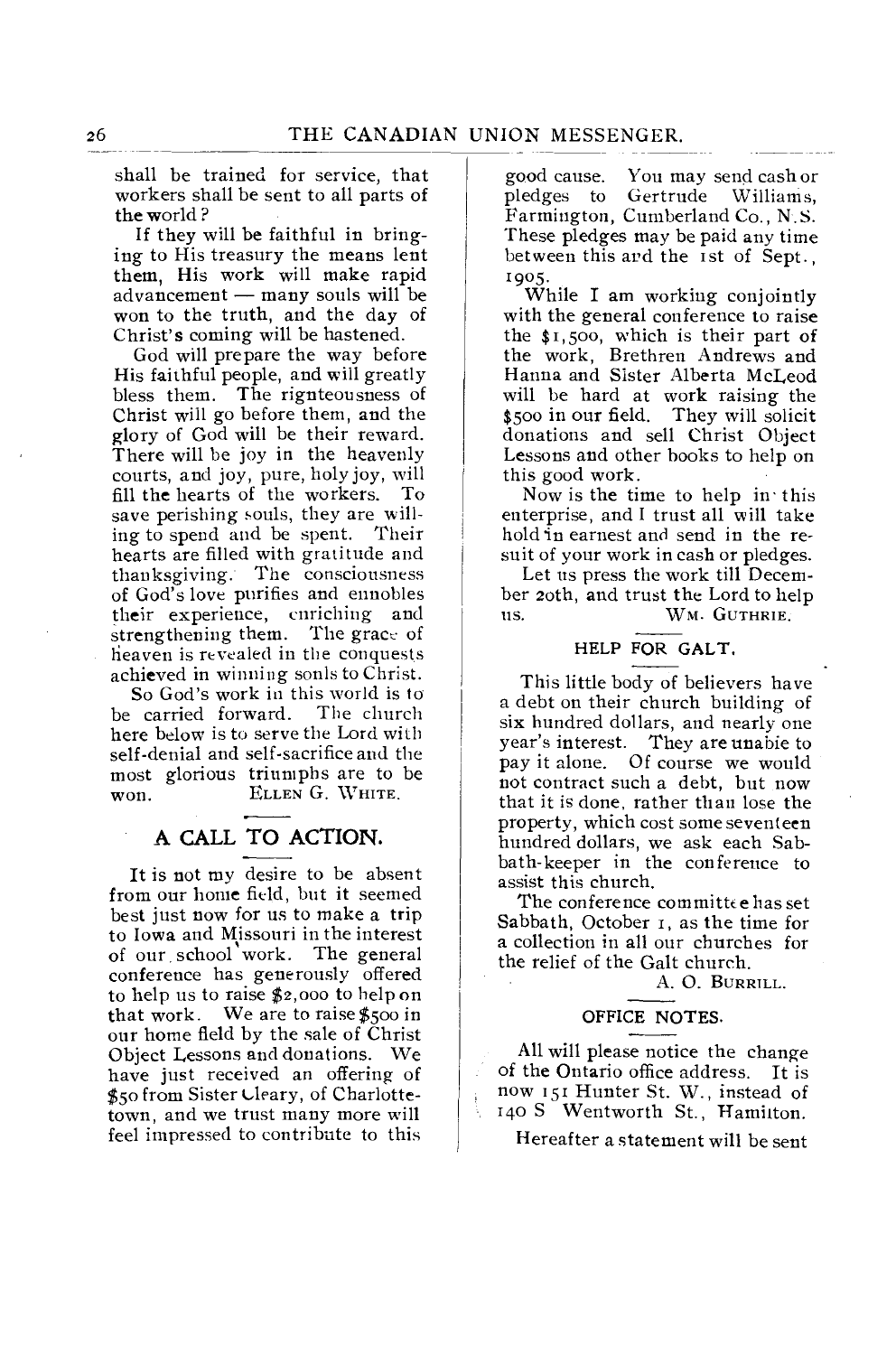shall be trained for service, that workers shall be sent to all parts of the world?

If they will be faithful in bringing to His treasury the means lent them, His work will make rapid advancement — many souls will be won to the truth, and the day of Christ's coming will be hastened.

God will prepare the way before His faithful people, and will greatly bless them. The rignteousness of Christ will go before them, and the glory of God will be their reward. There will be joy in the heavenly courts, and joy, pure, holy joy, will fill the hearts of the workers. To save perishing souls, they are willing to spend and be spent. Their hearts are filled with gratitude and thanksgiving. The consciousness of God's love purifies and ennobles their experience, enriching and strengthening them. The grace of heaven is revealed in the conquests achieved in winning souls to Christ.

So God's work in this world is to be carried forward. The church here below is to serve the Lord with self-denial and self-sacrifice and the most glorious triumphs are to be won.

ELLEN G. WHITE.

## A CALL TO ACTION.

It is not my desire to be absent from our home field, but it seemed best just now for us to make a trip to Iowa and Missouri in the interest of our school work. The general conference has generously offered to help us to raise $2,000 to help on that work. We are to raise $500 in our home field by the sale of Christ Object Lessons and donations. We have just received an offering of $50 from Sister Cleary, of Charlottetown, and we trust many more will feel impressed to contribute to this good cause. You may send cash or pledges to Gertrude Williams, Farmington, Cumberland Co., N.S. These pledges may be paid any time between this and the 1st of Sept., 1905.

While I am working conjointly with the general conference to raise the $1,500, which is their part of the work, Brethren Andrews and Hanna and Sister Alberta McLeod will be hard at work raising the $500 in our field. They will solicit donations and sell Christ Object Lessons and other books to help on this good work.

Now is the time to help in this enterprise, and I trust all will take hold in earnest and send in the result of your work in cash or pledges.

Let us press the work till December 20th, and trust the Lord to help us.

WM. GUTHRIE.

## HELP FOR GALT.

This little body of believers have a debt on their church building of six hundred dollars, and nearly one year's interest. They are unable to pay it alone. Of course we would not contract such a debt, but now that it is done, rather than lose the property, which cost some seventeen hundred dollars, we ask each Sabbath-keeper in the conference to assist this church.

The conference committee has set Sabbath, October 1, as the time for a collection in all our churches for the relief of the Galt church.

A. O. BURRILL.

## OFFICE NOTES.

All will please notice the change of the Ontario office address. It is now 151 Hunter St. W., instead of 140 S Wentworth St., Hamilton.

Hereafter a statement will be sent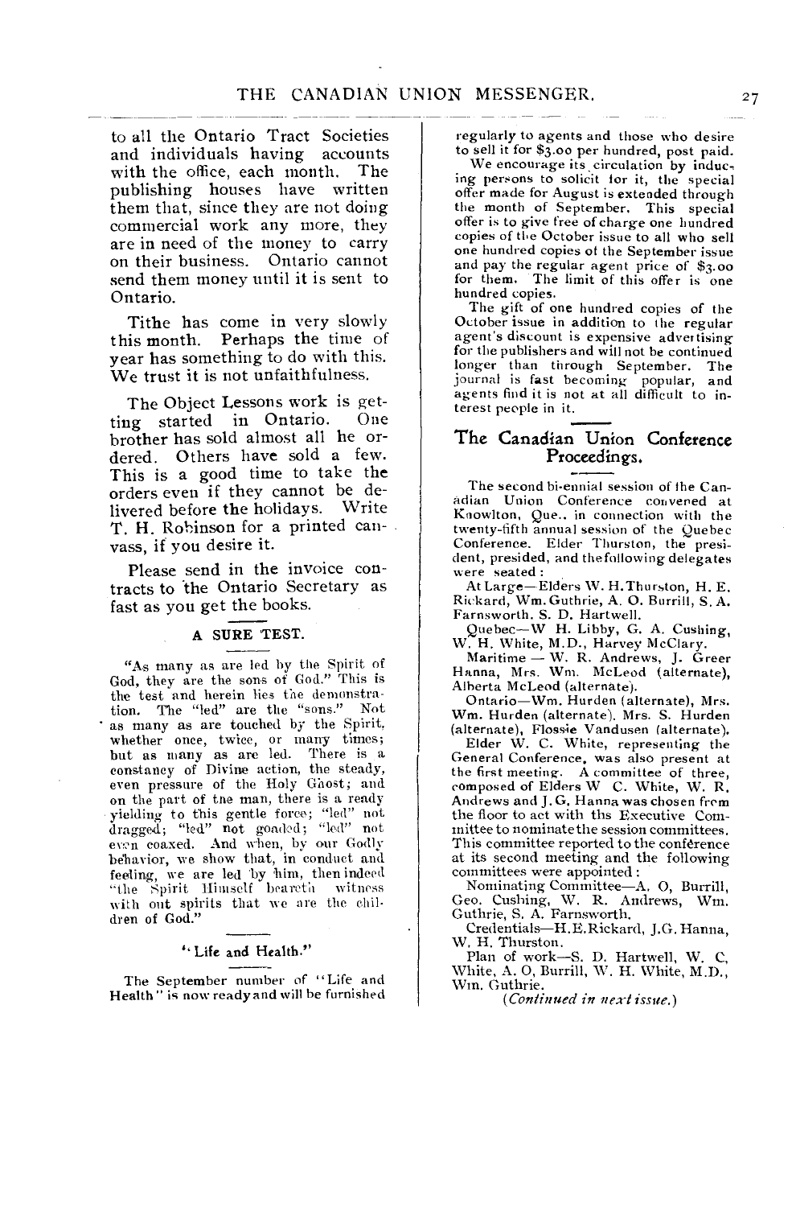to all the Ontario Tract Societies and individuals having accounts with the office, each month. The publishing houses have written them that, since they are not doing commercial work any more, they are in need of the money to carry on their business. Ontario cannot send them money until it is sent to Ontario.

Tithe has come in very slowly this month. Perhaps the time of year has something to do with this. We trust it is not unfaithfulness.

The Object Lessons work is getting started in Ontario. One brother has sold almost all he ordered. Others have sold a few. This is a good time to take the orders even if they cannot be delivered before the holidays. Write T. H. Robinson for a printed canvass, if you desire it.

Please send in the invoice contracts to the Ontario Secretary as fast as you get the books.

### A SURE TEST.

"As many as are led by the Spirit of God, they are the sons of God." This is the test and herein lies the demonstration. The "led" are the "sons." Not as many as are touched by the Spirit, whether once, twice, or many times; but as many as are led. There is a constancy of Divine action, the steady, even pressure of the Holy Ghost; and on the part of the man, there is a ready yielding to this gentle force; "led" not dragged; "led" not goaded; "led" not even coaxed. And when, by our Godly behavior, we show that, in conduct and feeling, we are led by him, then indeed "the Spirit Himself beareth witness with our spirits that we are the children of God."

### "Life and Health."

The September number of "Life and Health" is now ready and will be furnished regularly to agents and those who desire to sell it for $3.00 per hundred, post paid.

We encourage its circulation by inducing persons to solicit for it, the special offer made for August is extended through the month of September. This special offer is to give free of charge one hundred copies of the October issue to all who sell one hundred copies of the September issue and pay the regular agent price of $3.00 for them. The limit of this offer is one hundred copies.

The gift of one hundred copies of the October issue in addition to the regular agent's discount is expensive advertising for the publishers and will not be continued longer than through September. The journal is fast becoming popular, and agents find it is not at all difficult to interest people in it.

## The Canadian Union Conference Proceedings.

The second bi-ennial session of the Canadian Union Conference convened at Knowlton, Que., in connection with the twenty-fifth annual session of the Quebec Conference. Elder Thurston, the president, presided, and the following delegates were seated:

At Large—Elders W. H. Thurston, H. E. Rickard, Wm. Guthrie, A. O. Burrill, S. A. Farnsworth, S. D. Hartwell.

Quebec—W H. Libby, G. A. Cushing, W. H. White, M.D., Harvey McClary.

Maritime — W. R. Andrews, J. Greer Hanna, Mrs. Wm. McLeod (alternate), Alberta McLeod (alternate).

Ontario—Wm. Hurden (alternate), Mrs. Wm. Hurden (alternate), Mrs. S. Hurden (alternate), Flossie Vandusen (alternate).

Elder W. C. White, representing the General Conference, was also present at the first meeting. A committee of three, composed of Elders W C. White, W. R. Andrews and J. G. Hanna was chosen from the floor to act with the Executive Committee to nominate the session committees. This committee reported to the conference at its second meeting and the following committees were appointed:

Nominating Committee—A. O, Burrill, Geo. Cushing, W. R. Andrews, Wm. Guthrie, S. A. Farnsworth.

Credentials—H. E. Rickard, J. G. Hanna, W. H. Thurston.

Plan of work—S. D. Hartwell, W. C, White, A. O, Burrill, W. H. White, M.D., Wm. Guthrie.

*(Continued in next issue.)*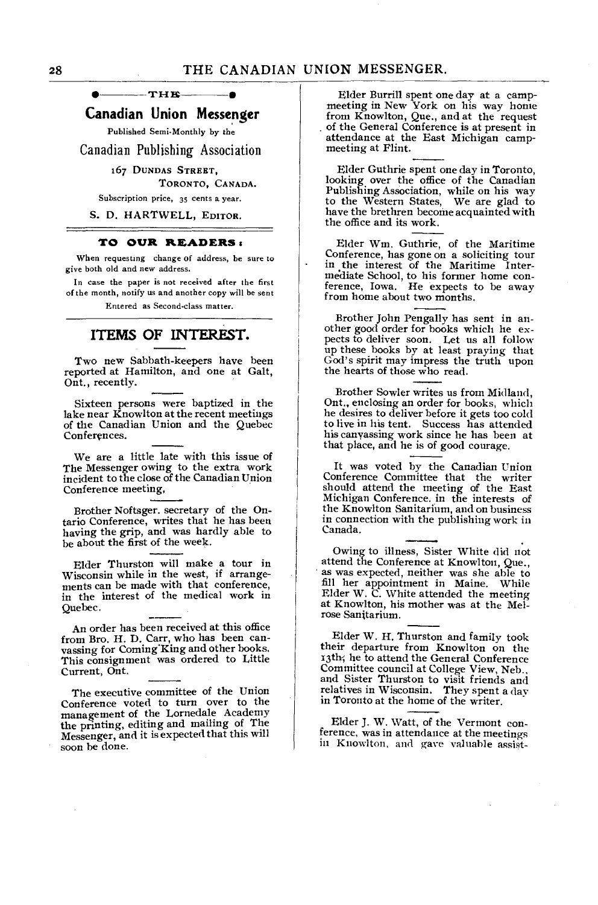**THE**

## Canadian Union Messenger

Published Semi-Monthly by the

**Canadian Publishing Association**

167 Dundas Street,
Toronto, Canada.

Subscription price, 35 cents a year.

S. D. HARTWELL, Editor.

---

**TO OUR READERS:**

When requesting change of address, be sure to give both old and new address.

In case the paper is not received after the first of the month, notify us and another copy will be sent

Entered as Second-class matter.

---

## ITEMS OF INTEREST.

Two new Sabbath-keepers have been reported at Hamilton, and one at Galt, Ont., recently.

Sixteen persons were baptized in the lake near Knowlton at the recent meetings of the Canadian Union and the Quebec Conferences.

We are a little late with this issue of The Messenger owing to the extra work incident to the close of the Canadian Union Conference meeting,

Brother Noftsger, secretary of the Ontario Conference, writes that he has been having the grip, and was hardly able to be about the first of the week.

Elder Thurston will make a tour in Wisconsin while in the west, if arrangements can be made with that conference, in the interest of the medical work in Quebec.

An order has been received at this office from Bro. H. D. Carr, who has been canvassing for Coming King and other books. This consignment was ordered to Little Current, Ont.

The executive committee of the Union Conference voted to turn over to the management of the Lornedale Academy the printing, editing and mailing of The Messenger, and it is expected that this will soon be done.

Elder Burrill spent one day at a camp-meeting in New York on his way home from Knowlton, Que., and at the request of the General Conference is at present in attendance at the East Michigan camp-meeting at Flint.

Elder Guthrie spent one day in Toronto, looking over the office of the Canadian Publishing Association, while on his way to the Western States, We are glad to have the brethren become acquainted with the office and its work.

Elder Wm. Guthrie, of the Maritime Conference, has gone on a soliciting tour in the interest of the Maritime Intermediate School, to his former home conference, Iowa. He expects to be away from home about two months.

Brother John Pengally has sent in another good order for books which he expects to deliver soon. Let us all follow up these books by at least praying that God's spirit may impress the truth upon the hearts of those who read.

Brother Sowler writes us from Midland, Ont., enclosing an order for books, which he desires to deliver before it gets too cold to live in his tent. Success has attended his canvassing work since he has been at that place, and he is of good courage.

It was voted by the Canadian Union Conference Committee that the writer should attend the meeting of the East Michigan Conference. in the interests of the Knowlton Sanitarium, and on business in connection with the publishing work in Canada.

Owing to illness, Sister White did not attend the Conference at Knowlton, Que., as was expected, neither was she able to fill her appointment in Maine. While Elder W. C. White attended the meeting at Knowlton, his mother was at the Melrose Sanitarium.

Elder W. H. Thurston and family took their departure from Knowlton on the 13th; he to attend the General Conference Committee council at College View, Neb., and Sister Thurston to visit friends and relatives in Wisconsin. They spent a day in Toronto at the home of the writer.

Elder J. W. Watt, of the Vermont conference, was in attendance at the meetings in Knowlton, and gave valuable assist-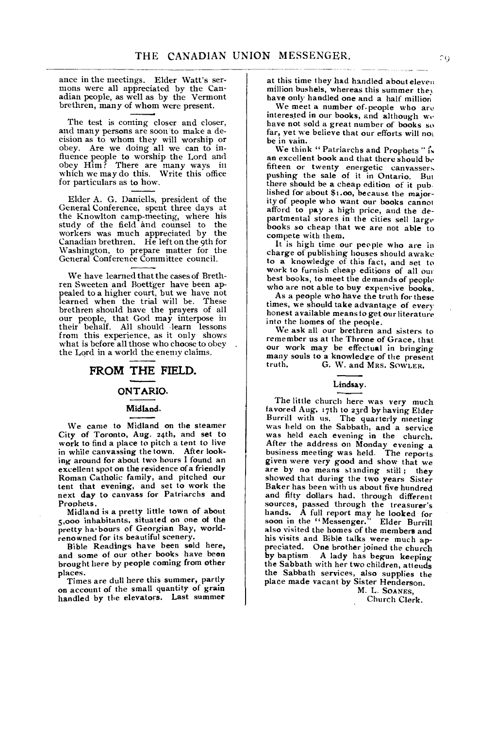ance in the meetings. Elder Watt's sermons were all appreciated by the Canadian people, as well as by the Vermont brethren, many of whom were present.

The test is coming closer and closer, and many persons are soon to make a decision as to whom they will worship or obey. Are we doing all we can to influence people to worship the Lord and obey Him? There are many ways in which we may do this. Write this office for particulars as to how.

Elder A. G. Daniells, president of the General Conference, spent three days at the Knowlton camp-meeting, where his study of the field and counsel to the workers was much appreciated by the Canadian brethren. He left on the 9th for Washington, to prepare matter for the General Conference Committee council.

We have learned that the cases of Brethren Sweeten and Boettger have been appealed to a higher court, but we have not learned when the trial will be. These brethren should have the prayers of all our people, that God may interpose in their behalf. All should learn lessons from this experience, as it only shows what is before all those who choose to obey the Lord in a world the enemy claims.

## FROM THE FIELD.

### ONTARIO.

#### Midland.

We came to Midland on the steamer City of Toronto, Aug. 24th, and set to work to find a place to pitch a tent to live in while canvassing the town. After looking around for about two hours I found an excellent spot on the residence of a friendly Roman Catholic family, and pitched our tent that evening, and set to work the next day to canvass for Patriarchs and Prophets.

Midland is a pretty little town of about 5,000 inhabitants, situated on one of the pretty ha·bours of Georgian Bay, world-renowned for its beautiful scenery.

Bible Readings have been sold here, and some of our other books have been brought here by people coming from other places.

Times are dull here this summer, partly on account of the small quantity of grain handled by the elevators. Last summer at this time they had handled about eleven million bushels, whereas this summer they have only handled one and a half million.

We meet a number of people who are interested in our books, and although we have not sold a great number of books so far, yet we believe that our efforts will not be in vain.

We think "Patriarchs and Prophets" is an excellent book and that there should be fifteen or twenty energetic canvassers pushing the sale of it in Ontario. But there should be a cheap edition of it published for about $1.00, because the majority of people who want our books cannot afford to pay a high price, and the departmental stores in the cities sell large books so cheap that we are not able to compete with them.

It is high time our people who are in charge of publishing houses should awake to a knowledge of this fact, and set to work to furnish cheap editions of all our best books, to meet the demands of people who are not able to buy expensive books.

As a people who have the truth for these times, we should take advantage of every honest available means to get our literature into the homes of the people.

We ask all our brethren and sisters to remember us at the Throne of Grace, that our work may be effectual in bringing many souls to a knowledge of the present truth. G. W. and MRS. SOWLER.

#### Lindsay.

The little church here was very much favored Aug. 17th to 23rd by having Elder Burrill with us. The quarterly meeting was held on the Sabbath, and a service was held each evening in the church. After the address on Monday evening a business meeting was held. The reports given were very good and show that we are by no means standing still; they showed that during the two years Sister Baker has been with us about five hundred and fifty dollars had, through different sources, passed through the treasurer's hands. A full report may be looked for soon in the "Messenger." Elder Burrill also visited the homes of the members and his visits and Bible talks were much appreciated. One brother joined the church by baptism. A lady has begun keeping the Sabbath with her two children, attends the Sabbath services, also supplies the place made vacant by Sister Henderson.

M. L. SOANES,
Church Clerk.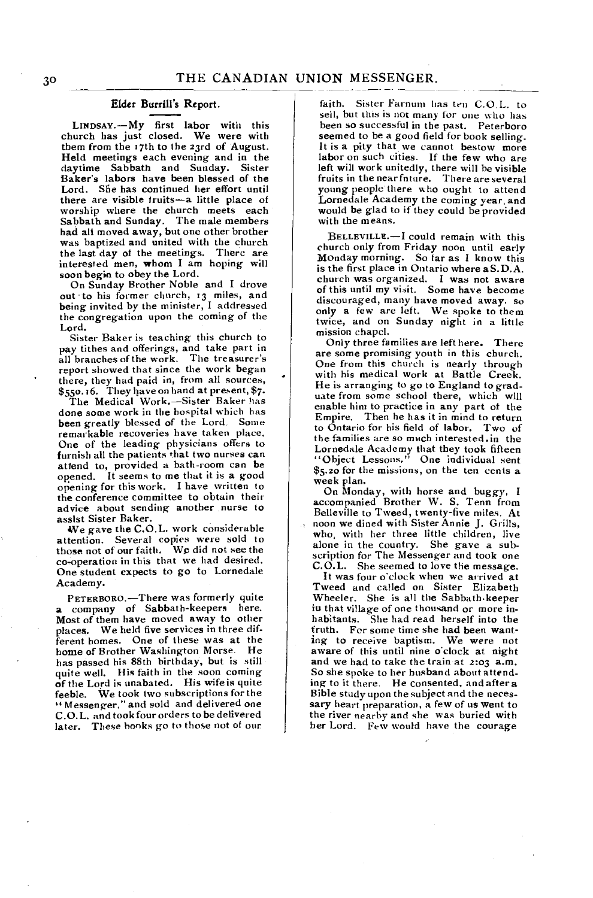### Elder Burrill's Report.

LINDSAY.—My first labor with this church has just closed. We were with them from the 17th to the 23rd of August. Held meetings each evening and in the daytime Sabbath and Sunday. Sister Baker's labors have been blessed of the Lord. She has continued her effort until there are visible fruits—a little place of worship where the church meets each Sabbath and Sunday. The male members had all moved away, but one other brother was baptized and united with the church the last day of the meetings. There are interested men, whom I am hoping will soon begin to obey the Lord.

On Sunday Brother Noble and I drove out to his former church, 13 miles, and being invited by the minister, I addressed the congregation upon the coming of the Lord.

Sister Baker is teaching this church to pay tithes and offerings, and take part in all branches of the work. The treasurer's report showed that since the work began there, they had paid in, from all sources, $550.16. They have on hand at present, $7.

The Medical Work.—Sister Baker has done some work in the hospital which has been greatly blessed of the Lord. Some remarkable recoveries have taken place. One of the leading physicians offers to furnish all the patients that two nurses can attend to, provided a bath-room can be opened. It seems to me that it is a good opening for this work. I have written to the conference committee to obtain their advice about sending another nurse to assist Sister Baker.

We gave the C.O.L. work considerable attention. Several copies were sold to those not of our faith. We did not see the co-operation in this that we had desired. One student expects to go to Lornedale Academy.

PETERBORO.—There was formerly quite a company of Sabbath-keepers here. Most of them have moved away to other places. We held five services in three different homes. One of these was at the home of Brother Washington Morse. He has passed his 88th birthday, but is still quite well. His faith in the soon coming of the Lord is unabated. His wife is quite feeble. We took two subscriptions for the "Messenger," and sold and delivered one C.O.L. and took four orders to be delivered later. These books go to those not of our faith. Sister Farnum has ten C.O.L. to sell, but this is not many for one who has been so successful in the past. Peterboro seemed to be a good field for book selling. It is a pity that we cannot bestow more labor on such cities. If the few who are left will work unitedly, there will be visible fruits in the near future. There are several young people there who ought to attend Lornedale Academy the coming year, and would be glad to if they could be provided with the means.

BELLEVILLE.—I could remain with this church only from Friday noon until early Monday morning. So far as I know this is the first place in Ontario where a S.D.A. church was organized. I was not aware of this until my visit. Some have become discouraged, many have moved away, so only a few are left. We spoke to them twice, and on Sunday night in a little mission chapel.

Only three families are left here. There are some promising youth in this church. One from this church is nearly through with his medical work at Battle Creek. He is arranging to go to England to graduate from some school there, which will enable him to practice in any part of the Empire. Then he has it in mind to return to Ontario for his field of labor. Two of the families are so much interested in the Lornedale Academy that they took fifteen "Object Lessons." One individual sent $5.20 for the missions, on the ten cents a week plan.

On Monday, with horse and buggy, I accompanied Brother W. S. Tenn from Belleville to Tweed, twenty-five miles. At noon we dined with Sister Annie J. Grills, who, with her three little children, live alone in the country. She gave a subscription for The Messenger and took one C.O.L. She seemed to love the message.

It was four o'clock when we arrived at Tweed and called on Sister Elizabeth Wheeler. She is all the Sabbath-keeper in that village of one thousand or more inhabitants. She had read herself into the truth. For some time she had been wanting to receive baptism. We were not aware of this until nine o'clock at night and we had to take the train at 2:03 a.m. So she spoke to her husband about attending to it there. He consented, and after a Bible study upon the subject and the necessary heart preparation, a few of us went to the river nearby and she was buried with her Lord. Few would have the courage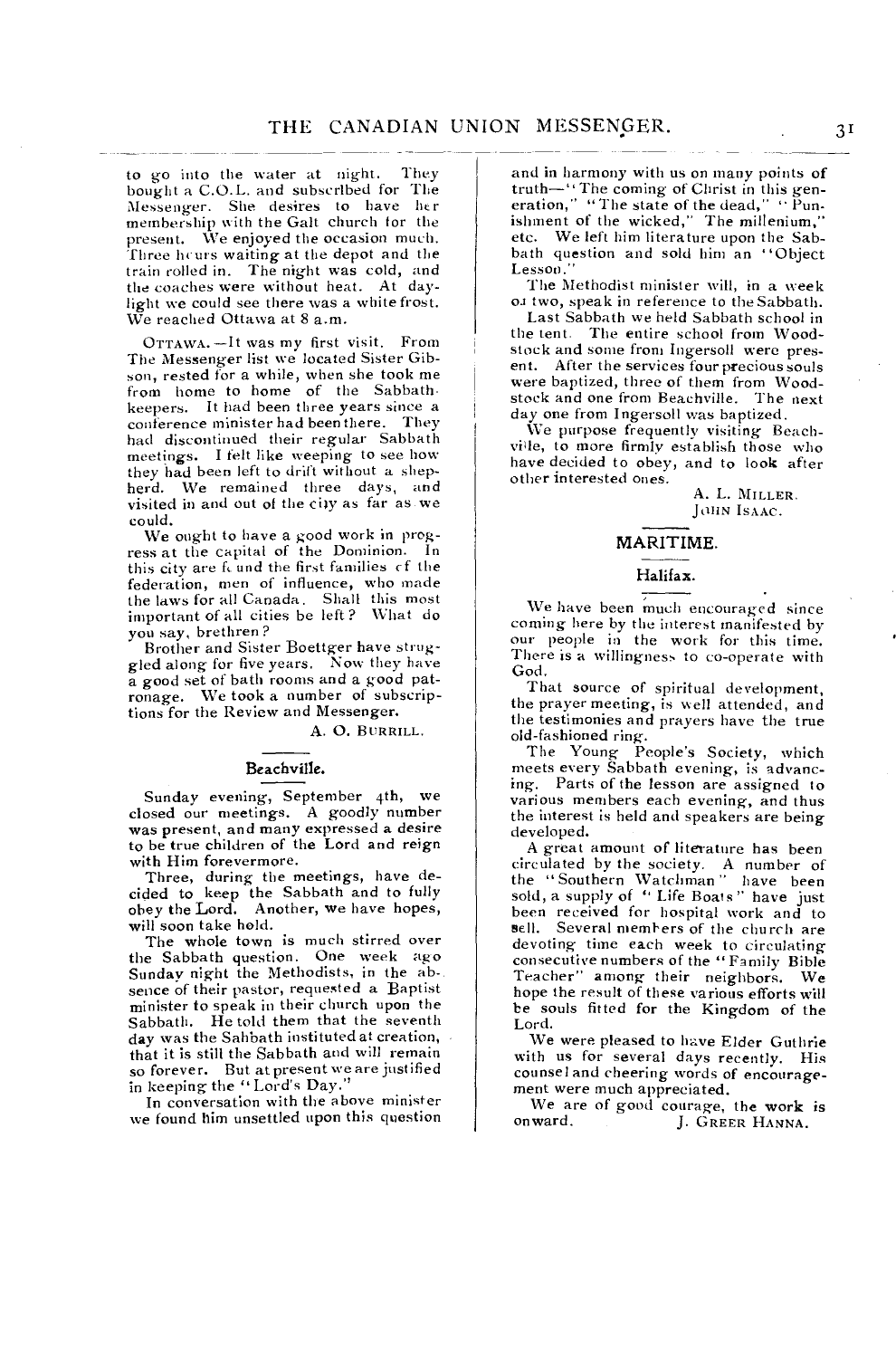to go into the water at night. They bought a C.O.L. and subscribed for The Messenger. She desires to have her membership with the Galt church for the present. We enjoyed the occasion much. Three hours waiting at the depot and the train rolled in. The night was cold, and the coaches were without heat. At daylight we could see there was a white frost. We reached Ottawa at 8 a.m.

OTTAWA.—It was my first visit. From The Messenger list we located Sister Gibson, rested for a while, when she took me from home to home of the Sabbath-keepers. It had been three years since a conference minister had been there. They had discontinued their regular Sabbath meetings. I felt like weeping to see how they had been left to drift without a shepherd. We remained three days, and visited in and out of the city as far as we could.

We ought to have a good work in progress at the capital of the Dominion. In this city are found the first families of the federation, men of influence, who made the laws for all Canada. Shall this most important of all cities be left? What do you say, brethren?

Brother and Sister Boettger have struggled along for five years. Now they have a good set of bath rooms and a good patronage. We took a number of subscriptions for the Review and Messenger.

A. O. BURRILL.

### Beachville.

Sunday evening, September 4th, we closed our meetings. A goodly number was present, and many expressed a desire to be true children of the Lord and reign with Him forevermore.

Three, during the meetings, have decided to keep the Sabbath and to fully obey the Lord. Another, we have hopes, will soon take hold.

The whole town is much stirred over the Sabbath question. One week ago Sunday night the Methodists, in the absence of their pastor, requested a Baptist minister to speak in their church upon the Sabbath. He told them that the seventh day was the Sabbath instituted at creation, that it is still the Sabbath and will remain so forever. But at present we are justified in keeping the "Lord's Day."

In conversation with the above minister we found him unsettled upon this question and in harmony with us on many points of truth—"The coming of Christ in this generation," "The state of the dead," "Punishment of the wicked," The millenium," etc. We left him literature upon the Sabbath question and sold him an "Object Lesson."

The Methodist minister will, in a week or two, speak in reference to the Sabbath.

Last Sabbath we held Sabbath school in the tent. The entire school from Woodstock and some from Ingersoll were present. After the services four precious souls were baptized, three of them from Woodstock and one from Beachville. The next day one from Ingersoll was baptized.

We purpose frequently visiting Beachville, to more firmly establish those who have decided to obey, and to look after other interested ones.

A. L. MILLER.
JOHN ISAAC.

## MARITIME.

### Halifax.

We have been much encouraged since coming here by the interest manifested by our people in the work for this time. There is a willingness to co-operate with God.

That source of spiritual development, the prayer meeting, is well attended, and the testimonies and prayers have the true old-fashioned ring.

The Young People's Society, which meets every Sabbath evening, is advancing. Parts of the lesson are assigned to various members each evening, and thus the interest is held and speakers are being developed.

A great amount of literature has been circulated by the society. A number of the "Southern Watchman" have been sold, a supply of "Life Boats" have just been received for hospital work and to sell. Several members of the church are devoting time each week to circulating consecutive numbers of the "Family Bible Teacher" among their neighbors. We hope the result of these various efforts will be souls fitted for the Kingdom of the Lord.

We were pleased to have Elder Guthrie with us for several days recently. His counsel and cheering words of encouragement were much appreciated.

We are of good courage, the work is onward.

J. GREER HANNA.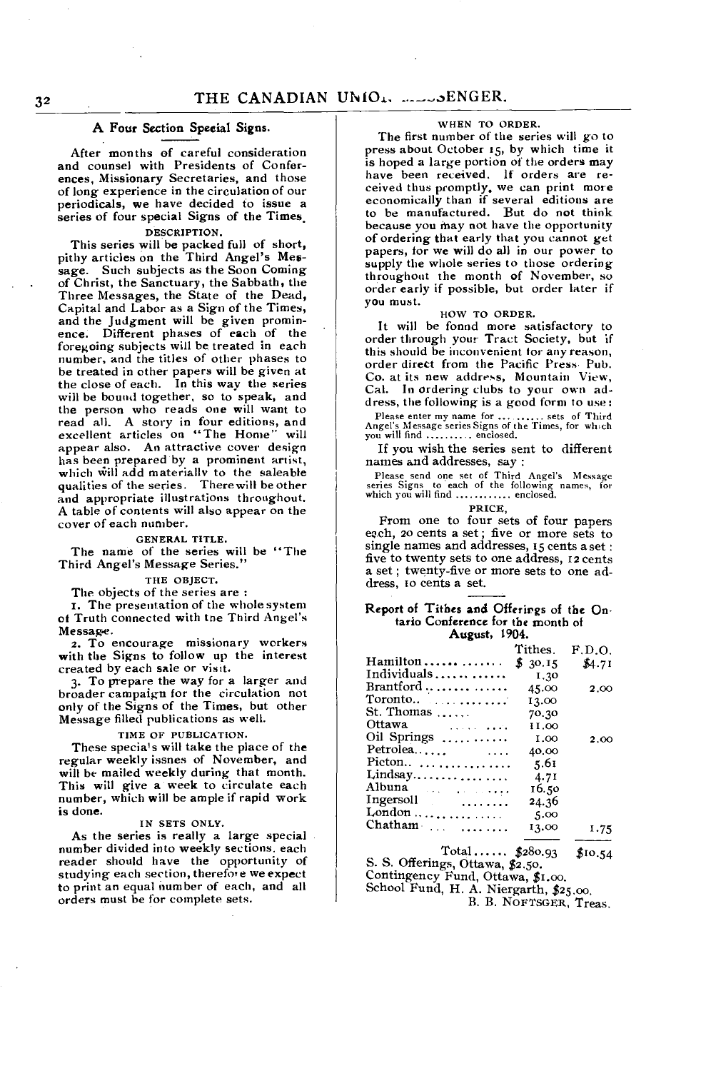### A Four Section Special Signs.

After months of careful consideration and counsel with Presidents of Conferences, Missionary Secretaries, and those of long experience in the circulation of our periodicals, we have decided to issue a series of four special Signs of the Times.

DESCRIPTION.

This series will be packed full of short, pithy articles on the Third Angel's Message. Such subjects as the Soon Coming of Christ, the Sanctuary, the Sabbath, the Three Messages, the State of the Dead, Capital and Labor as a Sign of the Times, and the Judgment will be given prominence. Different phases of each of the foregoing subjects will be treated in each number, and the titles of other phases to be treated in other papers will be given at the close of each. In this way the series will be bound together, so to speak, and the person who reads one will want to read all. A story in four editions, and excellent articles on "The Home" will appear also. An attractive cover design has been prepared by a prominent artist, which will add materially to the saleable qualities of the series. There will be other and appropriate illustrations throughout. A table of contents will also appear on the cover of each number.

GENERAL TITLE.

The name of the series will be "The Third Angel's Message Series."

THE OBJECT.

The objects of the series are :

1. The presentation of the whole system of Truth connected with the Third Angel's Message.

2. To encourage missionary workers with the Signs to follow up the interest created by each sale or visit.

3. To prepare the way for a larger and broader campaign for the circulation not only of the Signs of the Times, but other Message filled publications as well.

TIME OF PUBLICATION.

These specials will take the place of the regular weekly issues of November, and will be mailed weekly during that month. This will give a week to circulate each number, which will be ample if rapid work is done.

IN SETS ONLY.

As the series is really a large special number divided into weekly sections, each reader should have the opportunity of studying each section, therefore we expect to print an equal number of each, and all orders must be for complete sets.

WHEN TO ORDER.

The first number of the series will go to press about October 15, by which time it is hoped a large portion of the orders may have been received. If orders are received thus promptly, we can print more economically than if several editions are to be manufactured. But do not think because you may not have the opportunity of ordering that early that you cannot get papers, for we will do all in our power to supply the whole series to those ordering throughout the month of November, so order early if possible, but order later if you must.

HOW TO ORDER.

It will be fonnd more satisfactory to order through your Tract Society, but if this should be inconvenient for any reason, order direct from the Pacific Press Pub. Co. at its new address, Mountain View, Cal. In ordering clubs to your own address, the following is a good form to use:

Please enter my name for .......... sets of Third Angel's Message series Signs of the Times, for which you will find .......... enclosed.

If you wish the series sent to different names and addresses, say :

Please send one set of Third Angel's Message series Signs to each of the following names, for which you will find ............ enclosed.

PRICE,

From one to four sets of four papers each, 20 cents a set; five or more sets to single names and addresses, 15 cents a set : five to twenty sets to one address, 12 cents a set ; twenty-five or more sets to one address, 10 cents a set.

---

### Report of Tithes and Offerings of the Ontario Conference for the month of August, 1904.

| | Tithes. | F.D.O. |
|---|---|---|
| Hamilton | $ 30.15 | $4.71 |
| Individuals | 1.30 | |
| Brantford | 45.00 | 2.00 |
| Toronto | 13.00 | |
| St. Thomas | 70.30 | |
| Ottawa | 11.00 | |
| Oil Springs | 1.00 | 2.00 |
| Petrolea | 40.00 | |
| Picton | 5.61 | |
| Lindsay | 4.71 | |
| Albuna | 16.50 | |
| Ingersoll | 24.36 | |
| London | 5.00 | |
| Chatham | 13.00 | 1.75 |
| Total | $280.93 | $10.54 |

S. S. Offerings, Ottawa, $2.50.
Contingency Fund, Ottawa, $1.00.
School Fund, H. A. Niergarth, $25.00.

B. B. NOFTSGER, Treas.